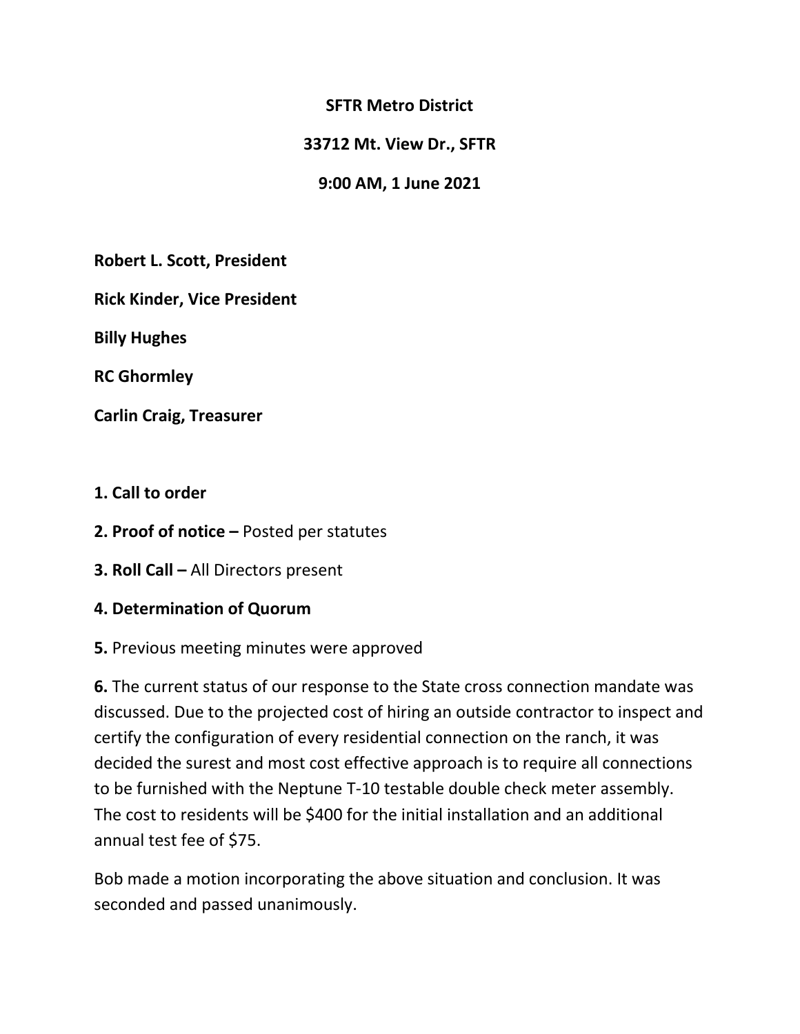**SFTR Metro District**

**33712 Mt. View Dr., SFTR**

**9:00 AM, 1 June 2021**

**Robert L. Scott, President**

**Rick Kinder, Vice President**

**Billy Hughes**

**RC Ghormley**

**Carlin Craig, Treasurer**

**1. Call to order**

**2. Proof of notice –** Posted per statutes

**3. Roll Call –** All Directors present

**4. Determination of Quorum**

**5.** Previous meeting minutes were approved

**6.** The current status of our response to the State cross connection mandate was discussed. Due to the projected cost of hiring an outside contractor to inspect and certify the configuration of every residential connection on the ranch, it was decided the surest and most cost effective approach is to require all connections to be furnished with the Neptune T-10 testable double check meter assembly. The cost to residents will be $400 for the initial installation and an additional annual test fee of $75.

Bob made a motion incorporating the above situation and conclusion. It was seconded and passed unanimously.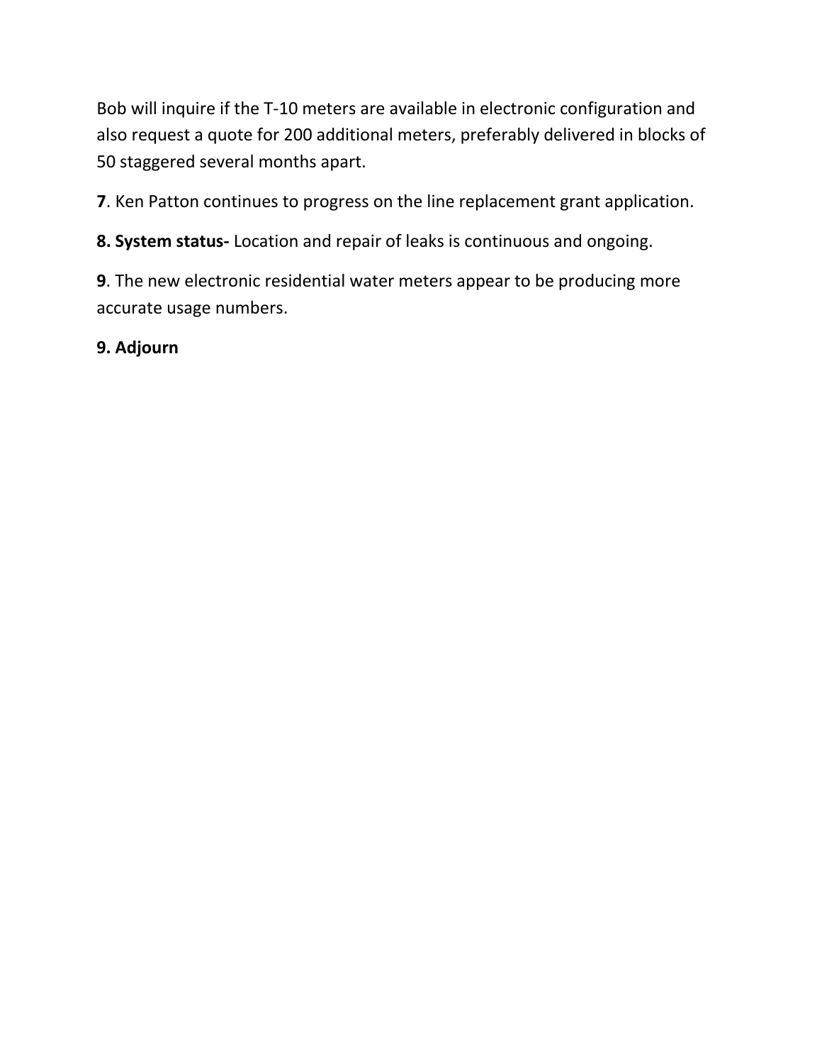Bob will inquire if the T-10 meters are available in electronic configuration and also request a quote for 200 additional meters, preferably delivered in blocks of 50 staggered several months apart.

**7**. Ken Patton continues to progress on the line replacement grant application.

**8. System status-** Location and repair of leaks is continuous and ongoing.

**9**. The new electronic residential water meters appear to be producing more accurate usage numbers.

**9. Adjourn**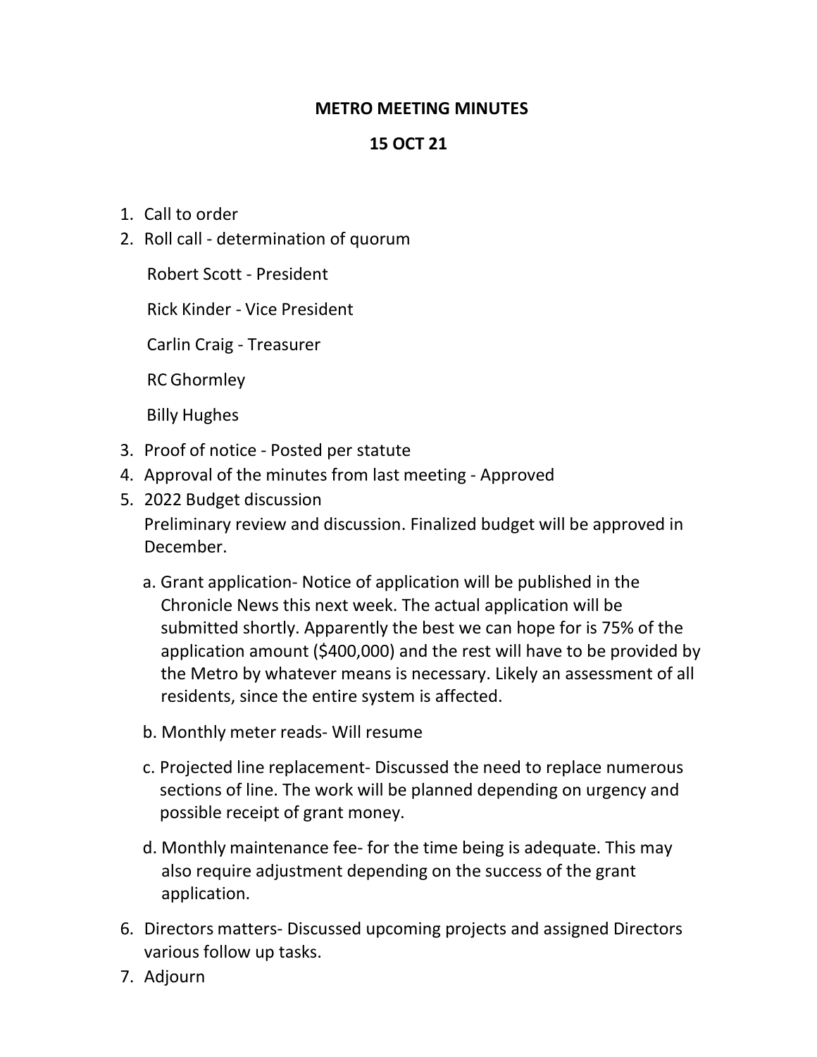# METRO MEETING MINUTES

## 15 OCT 21

1. Call to order
2. Roll call - determination of quorum

   Robert Scott - President

   Rick Kinder - Vice President

   Carlin Craig - Treasurer

   RC Ghormley

   Billy Hughes

3. Proof of notice - Posted per statute
4. Approval of the minutes from last meeting - Approved
5. 2022 Budget discussion
   Preliminary review and discussion. Finalized budget will be approved in December.

   a. Grant application- Notice of application will be published in the Chronicle News this next week. The actual application will be submitted shortly. Apparently the best we can hope for is 75% of the application amount ($400,000) and the rest will have to be provided by the Metro by whatever means is necessary. Likely an assessment of all residents, since the entire system is affected.

   b. Monthly meter reads- Will resume

   c. Projected line replacement- Discussed the need to replace numerous sections of line. The work will be planned depending on urgency and possible receipt of grant money.

   d. Monthly maintenance fee- for the time being is adequate. This may also require adjustment depending on the success of the grant application.

6. Directors matters- Discussed upcoming projects and assigned Directors various follow up tasks.
7. Adjourn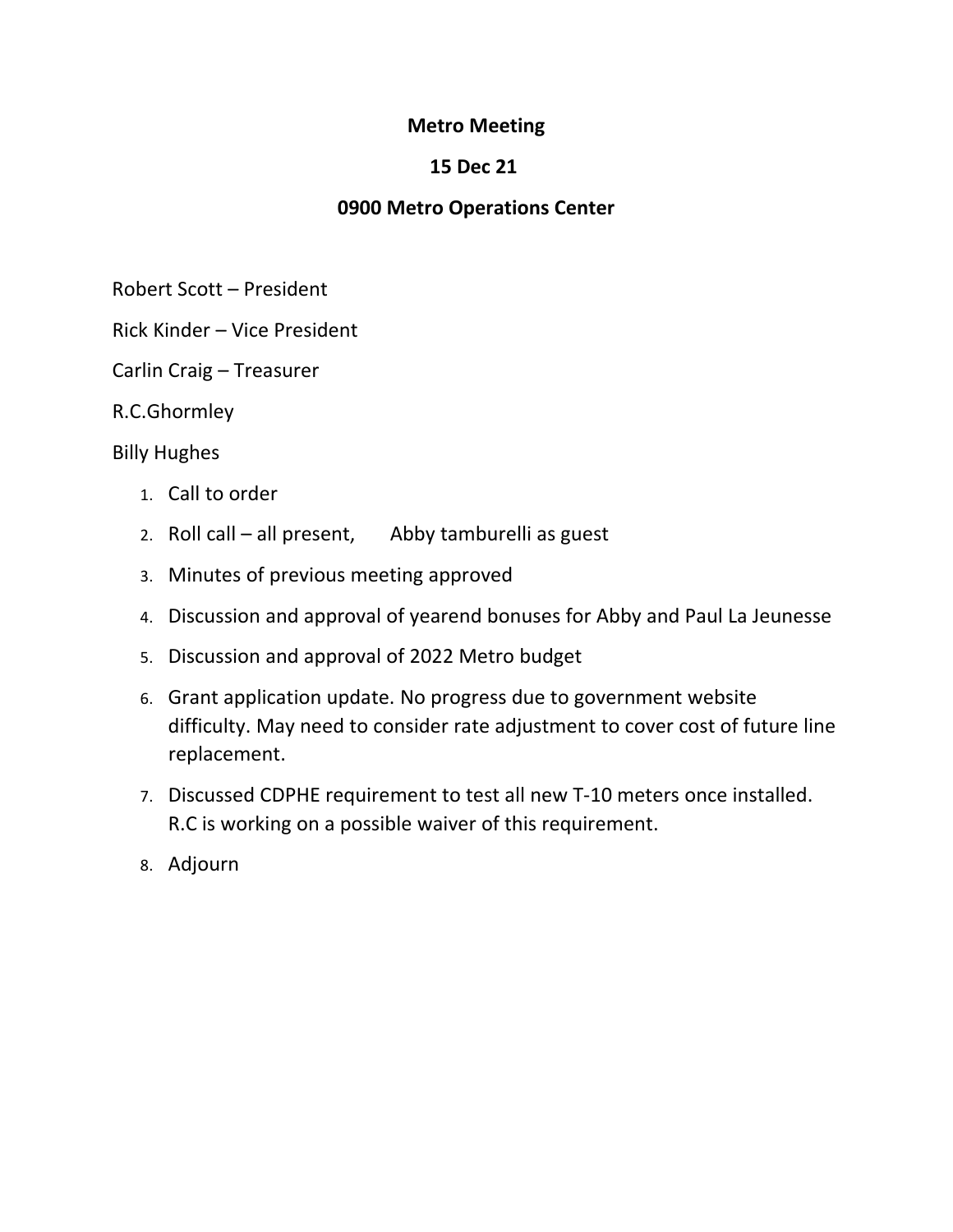**Metro Meeting**

**15 Dec 21**

**0900 Metro Operations Center**

Robert Scott – President

Rick Kinder – Vice President

Carlin Craig – Treasurer

R.C.Ghormley

Billy Hughes

1. Call to order
2. Roll call – all present, Abby tamburelli as guest
3. Minutes of previous meeting approved
4. Discussion and approval of yearend bonuses for Abby and Paul La Jeunesse
5. Discussion and approval of 2022 Metro budget
6. Grant application update. No progress due to government website difficulty. May need to consider rate adjustment to cover cost of future line replacement.
7. Discussed CDPHE requirement to test all new T-10 meters once installed. R.C is working on a possible waiver of this requirement.
8. Adjourn